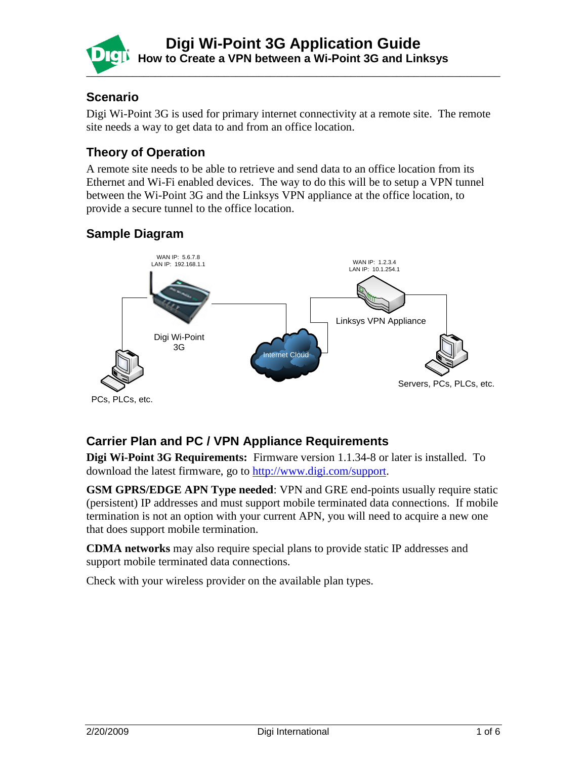# Digi Wi-Point 3G Application Guide

## How to Create a VPN between a Wi-Point 3G and Linksys

### Scenario

Digi Wi-Point 3G is used for primary internet connectivity at a remote site. The remote site needs a way to get data to and from an office location.

### Theory of Operation

A remote site needs to be able to retrieve and send data to an office location from its Ethernet and Wi-Fi enabled devices. The way to do this will be to setup a VPN tunnel between the Wi-Point 3G and the Linksys VPN appliance at the office location, to provide a secure tunnel to the office location.

### Sample Diagram

WAN IP: 5.6.7.8
LAN IP: 192.168.1.1

Digi Wi-Point 3G

PCs, PLCs, etc.

Internet Cloud

WAN IP: 1.2.3.4
LAN IP: 10.1.254.1

Linksys VPN Appliance

Servers, PCs, PLCs, etc.

### Carrier Plan and PC / VPN Appliance Requirements

**Digi Wi-Point 3G Requirements:** Firmware version 1.1.34-8 or later is installed. To download the latest firmware, go to http://www.digi.com/support.

**GSM GPRS/EDGE APN Type needed**: VPN and GRE end-points usually require static (persistent) IP addresses and must support mobile terminated data connections. If mobile termination is not an option with your current APN, you will need to acquire a new one that does support mobile termination.

**CDMA networks** may also require special plans to provide static IP addresses and support mobile terminated data connections.

Check with your wireless provider on the available plan types.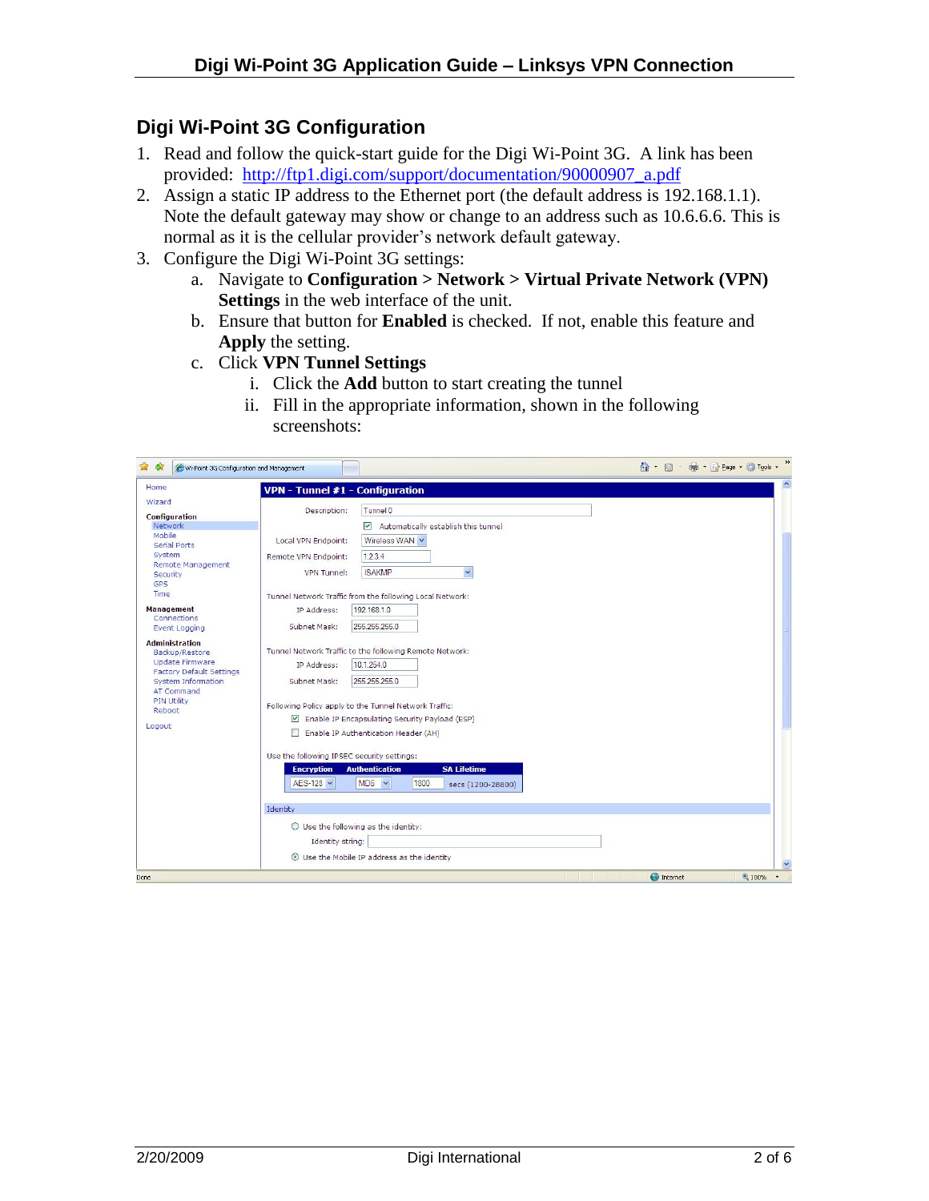## Digi Wi-Point 3G Configuration

1. Read and follow the quick-start guide for the Digi Wi-Point 3G. A link has been provided: http://ftp1.digi.com/support/documentation/90000907_a.pdf
2. Assign a static IP address to the Ethernet port (the default address is 192.168.1.1). Note the default gateway may show or change to an address such as 10.6.6.6. This is normal as it is the cellular provider's network default gateway.
3. Configure the Digi Wi-Point 3G settings:
   a. Navigate to **Configuration > Network > Virtual Private Network (VPN) Settings** in the web interface of the unit.
   b. Ensure that button for **Enabled** is checked. If not, enable this feature and **Apply** the setting.
   c. Click **VPN Tunnel Settings**
      i. Click the **Add** button to start creating the tunnel
      ii. Fill in the appropriate information, shown in the following screenshots: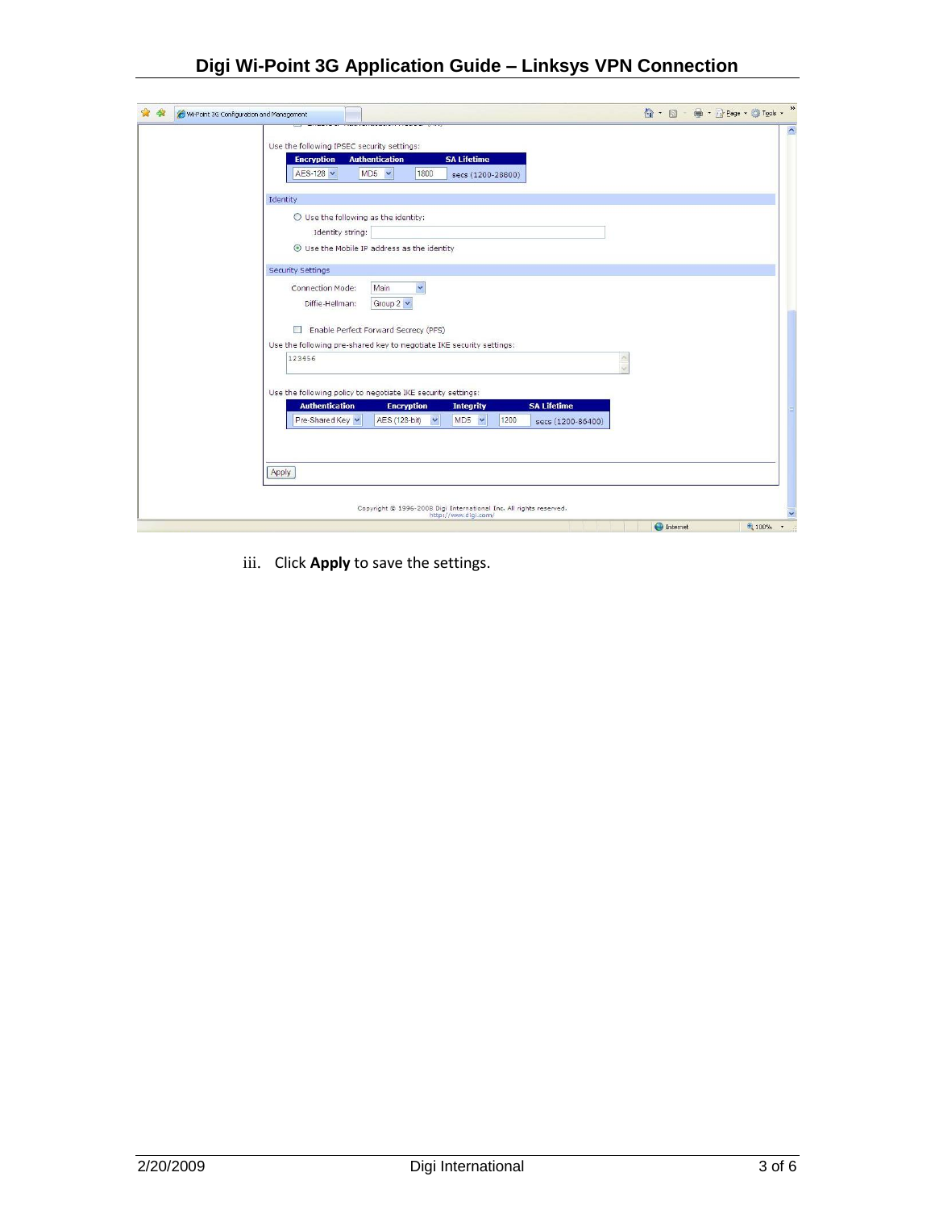Use the following IPSEC security settings:

| Encryption | Authentication | SA Lifetime |
| --- | --- | --- |
| AES-128 | MD5 | 1800 secs (1200-28800) |

Identity

○ Use the following as the identity:

Identity string:

⦿ Use the Mobile IP address as the identity

Security Settings

Connection Mode: Main

Diffie-Hellman: Group 2

☐ Enable Perfect Forward Secrecy (PFS)

Use the following pre-shared key to negotiate IKE security settings:

123456

Use the following policy to negotiate IKE security settings:

| Authentication | Encryption | Integrity | SA Lifetime |
| --- | --- | --- | --- |
| Pre-Shared Key | AES (128-bit) | MD5 | 1200 secs (1200-86400) |

Apply

Copyright © 1996-2008 Digi International Inc. All rights reserved.
http://www.digi.com/

iii. Click **Apply** to save the settings.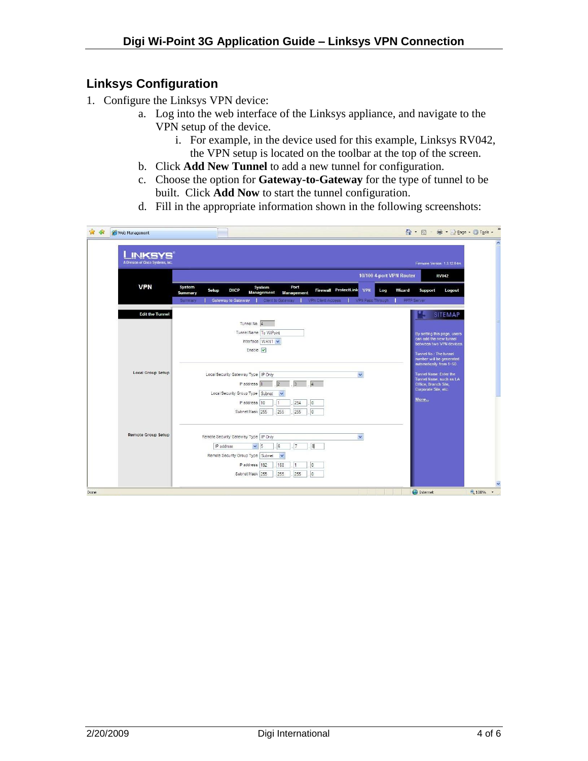## Linksys Configuration

1. Configure the Linksys VPN device:
    a. Log into the web interface of the Linksys appliance, and navigate to the VPN setup of the device.
        i. For example, in the device used for this example, Linksys RV042, the VPN setup is located on the toolbar at the top of the screen.
    b. Click **Add New Tunnel** to add a new tunnel for configuration.
    c. Choose the option for **Gateway-to-Gateway** for the type of tunnel to be built. Click **Add Now** to start the tunnel configuration.
    d. Fill in the appropriate information shown in the following screenshots: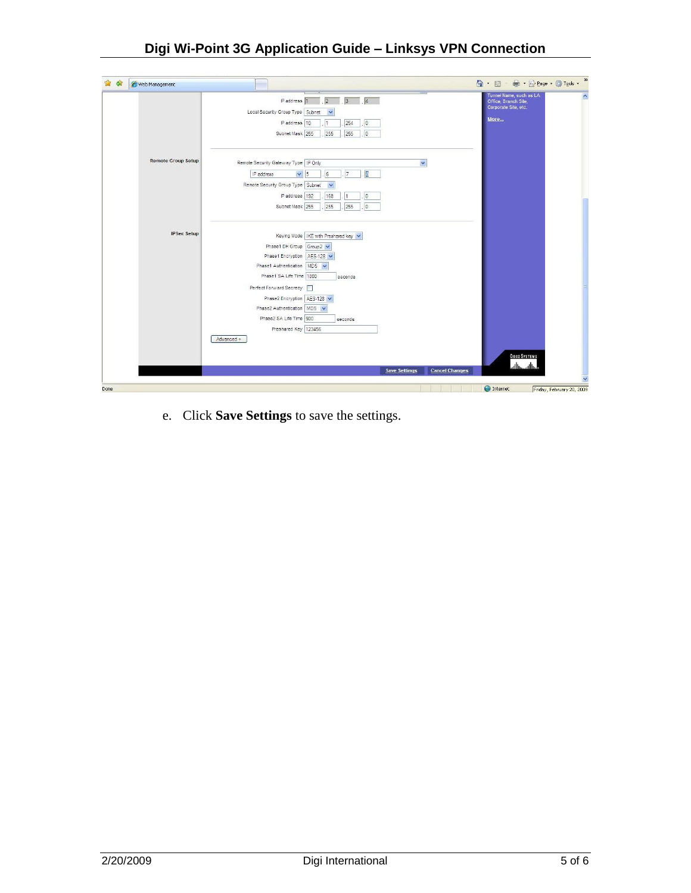e. Click **Save Settings** to save the settings.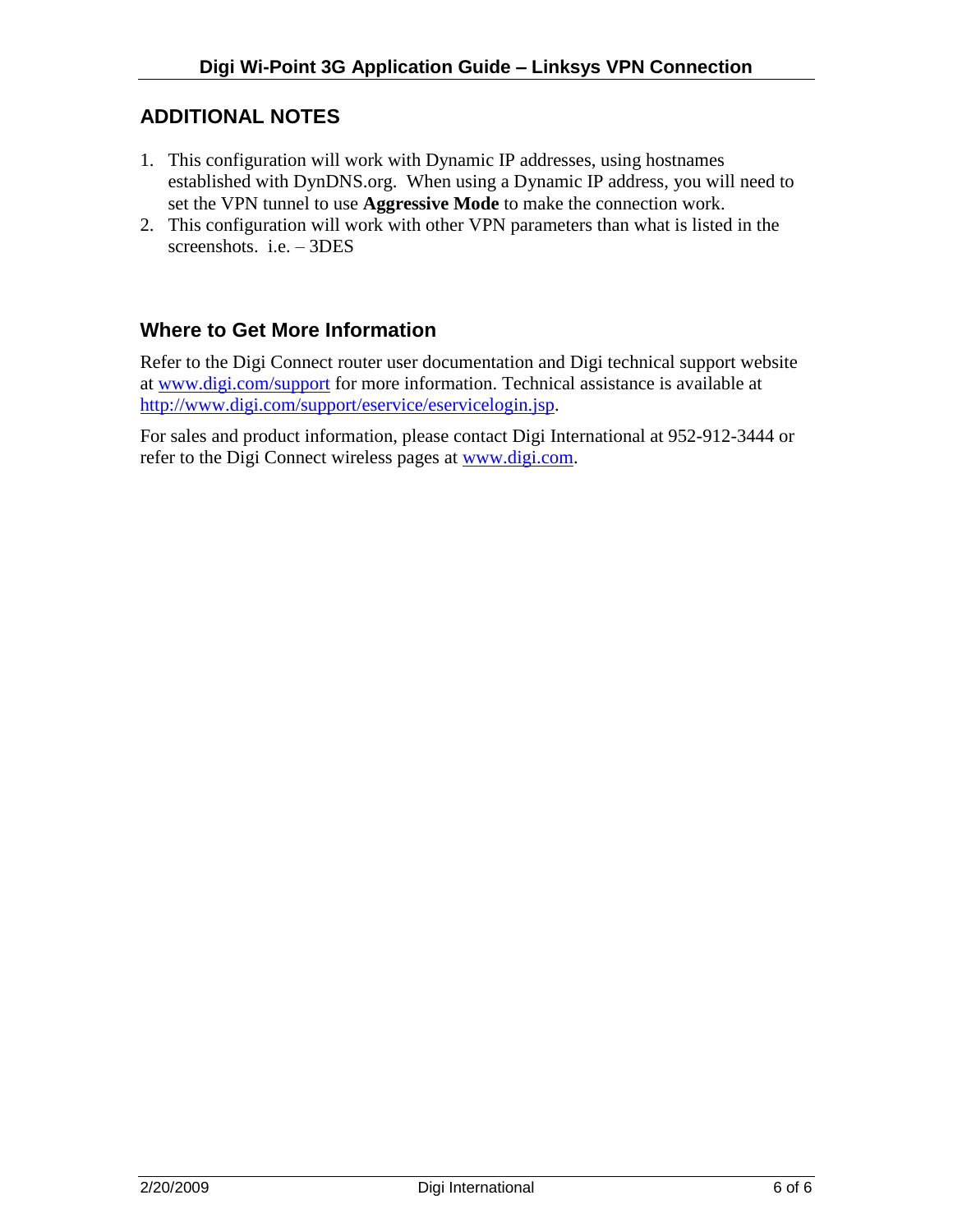## ADDITIONAL NOTES

1. This configuration will work with Dynamic IP addresses, using hostnames established with DynDNS.org. When using a Dynamic IP address, you will need to set the VPN tunnel to use **Aggressive Mode** to make the connection work.
2. This configuration will work with other VPN parameters than what is listed in the screenshots. i.e. – 3DES

### Where to Get More Information

Refer to the Digi Connect router user documentation and Digi technical support website at [www.digi.com/support](www.digi.com/support) for more information. Technical assistance is available at [http://www.digi.com/support/eservice/eservicelogin.jsp](http://www.digi.com/support/eservice/eservicelogin.jsp).

For sales and product information, please contact Digi International at 952-912-3444 or refer to the Digi Connect wireless pages at [www.digi.com](www.digi.com).